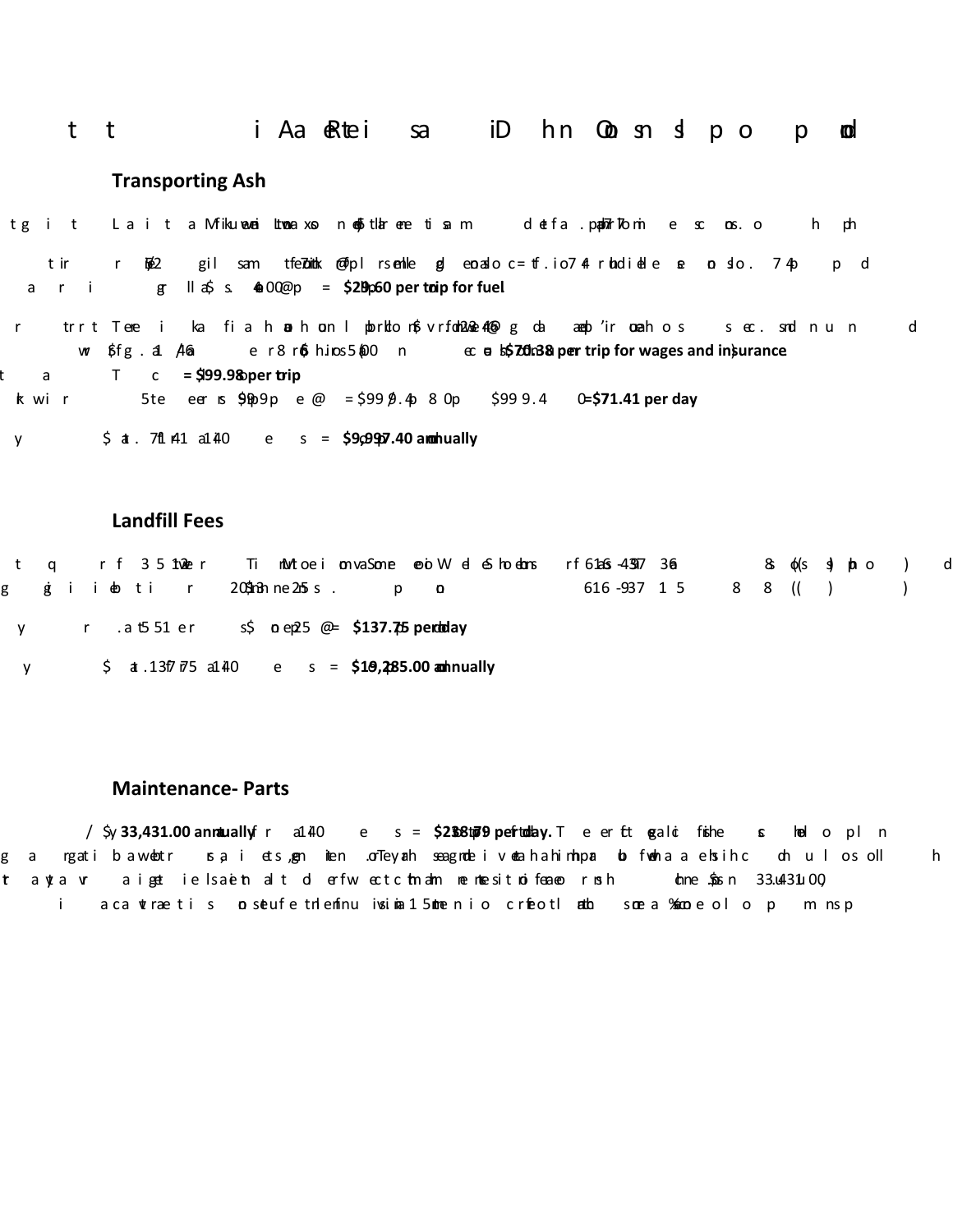## Transporting Ash

**$29.60 per trip for fuel**

**$70.38 per trip for wages and insurance**

**= $99.98 per trip**

**=$71.41 per day**

**$9,997.40 annually**

## Landfill Fees

**$137.75 per day**

**$19,285.00 annually**

## Maintenance- Parts

**$33,431.00 annually** … **$238.79 per day.**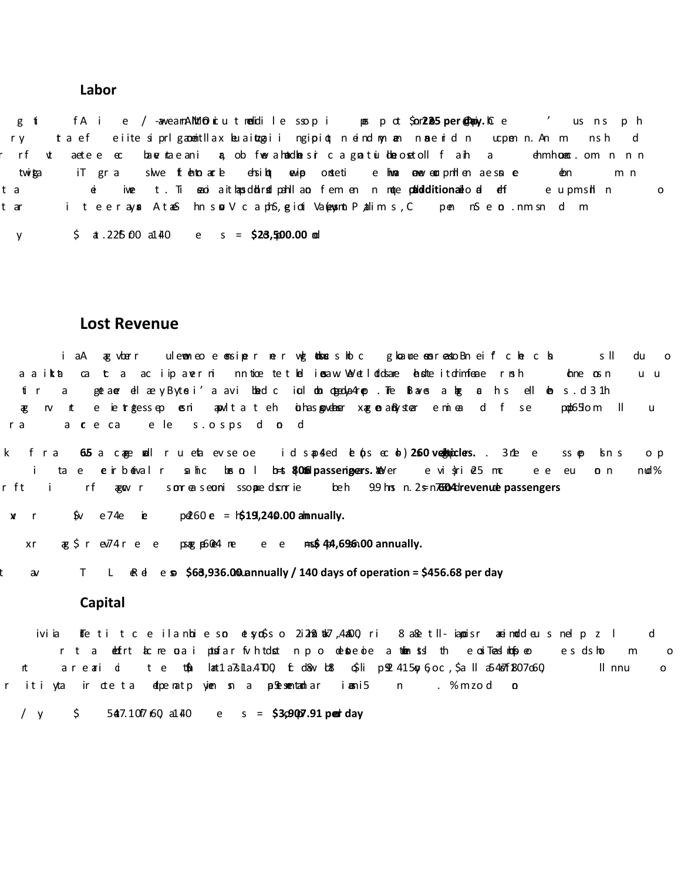## Labor

**$225 per day**

**additional**

## Lost Revenue

**260 vehicles.**

**800 passengers.**

**604 revenue passengers**

**$19,240.00 annually.**

**$44,696.00 annually.**

**$63,936.00 annually / 140 days of operation = $456.68 per day**

## Capital

**$3,907.91 per day**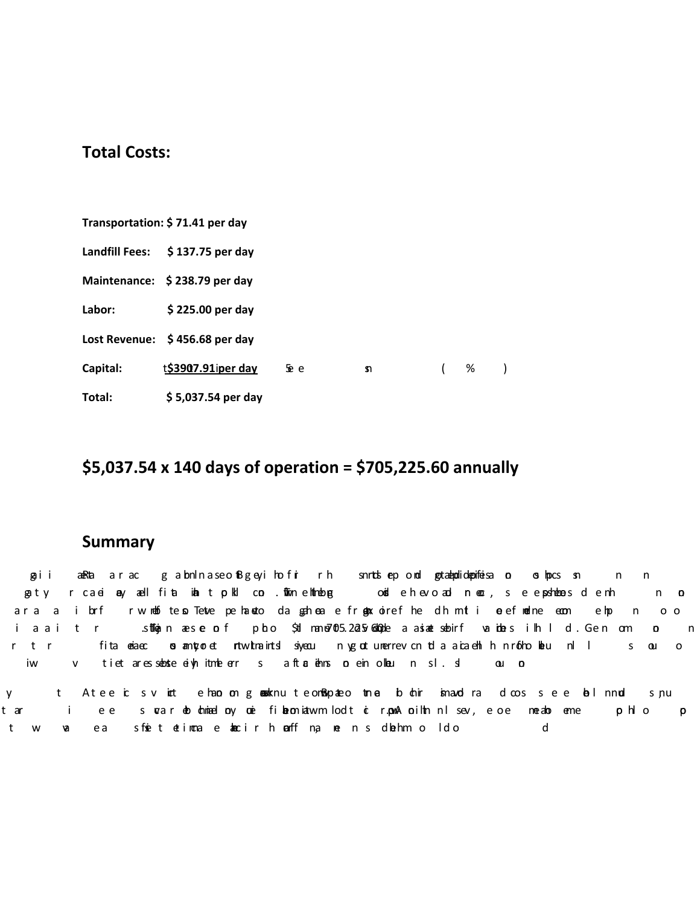## Total Costs:

**Transportation: $ 71.41 per day**

**Landfill Fees: $ 137.75 per day**

**Maintenance: $ 238.79 per day**

**Labor: $ 225.00 per day**

**Lost Revenue: $ 456.68 per day**

**Capital: $3907.91 per day**

**Total: $ 5,037.54 per day**

## $5,037.54 x 140 days of operation = $705,225.60 annually

## Summary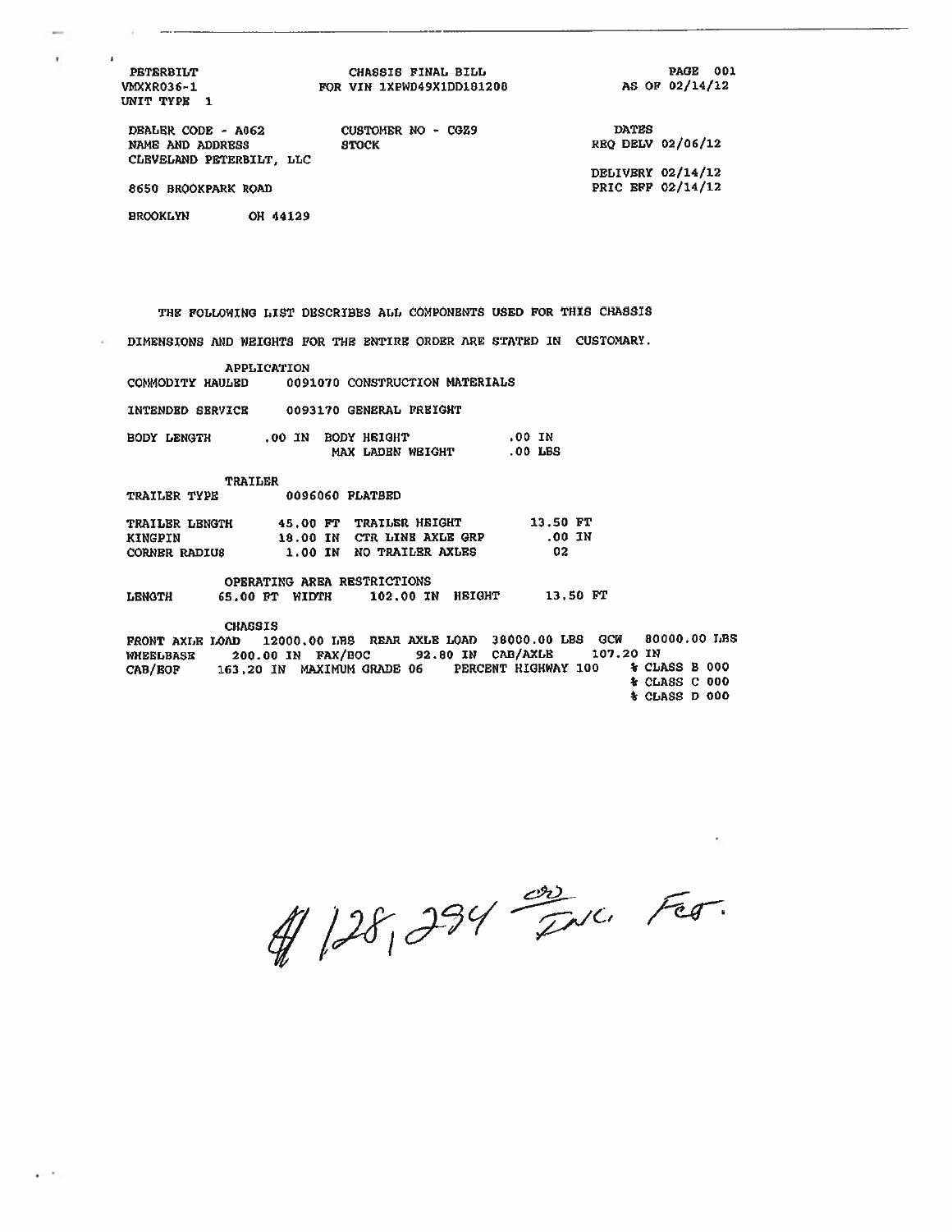PETERBILT
VMXXR036-1
UNIT TYPE 1

CHASSIS FINAL BILL
FOR VIN 1XPWD49X1DD181208

PAGE 001
AS OF 02/14/12

DEALER CODE - A062
NAME AND ADDRESS
CLEVELAND PETERBILT, LLC

8650 BROOKPARK ROAD

BROOKLYN OH 44129

CUSTOMER NO - CGZ9
STOCK

DATES
REQ DELV 02/06/12

DELIVERY 02/14/12
PRIC EFF 02/14/12

THE FOLLOWING LIST DESCRIBES ALL COMPONENTS USED FOR THIS CHASSIS

DIMENSIONS AND WEIGHTS FOR THE ENTIRE ORDER ARE STATED IN CUSTOMARY.

**APPLICATION**

COMMODITY HAULED 0091070 CONSTRUCTION MATERIALS

INTENDED SERVICE 0093170 GENERAL FREIGHT

BODY LENGTH .00 IN BODY HEIGHT .00 IN
MAX LADEN WEIGHT .00 LBS

**TRAILER**

TRAILER TYPE 0096060 FLATBED

TRAILER LENGTH 45.00 FT TRAILER HEIGHT 13.50 FT
KINGPIN 18.00 IN CTR LINE AXLE GRP .00 IN
CORNER RADIUS 1.00 IN NO TRAILER AXLES 02

**OPERATING AREA RESTRICTIONS**

LENGTH 65.00 FT WIDTH 102.00 IN HEIGHT 13.50 FT

**CHASSIS**

FRONT AXLE LOAD 12000.00 LBS REAR AXLE LOAD 38000.00 LBS GCW 80000.00 LBS
WHEELBASE 200.00 IN FAX/BOC 92.80 IN CAB/AXLE 107.20 IN
CAB/EOF 163.20 IN MAXIMUM GRADE 06 PERCENT HIGHWAY 100 % CLASS B 000
% CLASS C 000
% CLASS D 000

$128,294.00 Inc. Fet.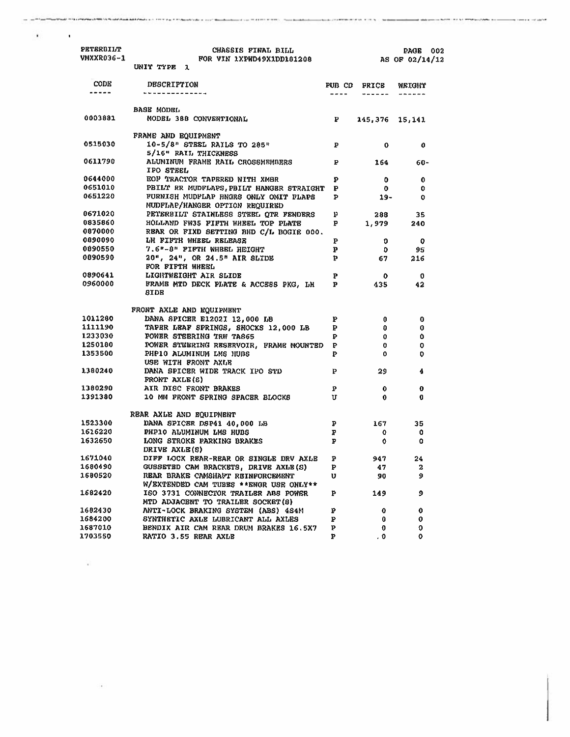PETERBILT
VMXXR036-1

CHASSIS FINAL BILL
FOR VIN 1XPWD49X1DD181208
UNIT TYPE 1

PAGE 002
AS OF 02/14/12

| CODE | DESCRIPTION | PUB CD | PRICE | WEIGHT |
|---|---|---|---|---|
| | **BASE MODEL** | | | |
| 0003881 | MODEL 388 CONVENTIONAL | P | 145,376 | 15,141 |
| | **FRAME AND EQUIPMENT** | | | |
| 0515030 | 10-5/8" STEEL RAILS TO 285" 5/16" RAIL THICKNESS | P | 0 | 0 |
| 0611790 | ALUMINUM FRAME RAIL CROSSMEMBERS IPO STEEL | P | 164 | 60- |
| 0644000 | EOF TRACTOR TAPERED WITH XMBR | P | 0 | 0 |
| 0651010 | PBILT RR MUDFLAPS,PBILT HANGER STRAIGHT | P | 0 | 0 |
| 0651220 | FURNISH MUDFLAP HNGRS ONLY OMIT FLAPS MUDFLAP/HANGER OPTION REQUIRED | P | 19- | 0 |
| 0671020 | PETERBILT STAINLESS STEEL QTR FENDERS | P | 288 | 35 |
| 0835860 | HOLLAND FW35 FIFTH WHEEL TOP PLATE | P | 1,979 | 240 |
| 0870000 | REAR OR FIXD SETTING BHD C/L BOGIE 000. | | | |
| 0890090 | LH FIFTH WHEEL RELEASE | P | 0 | 0 |
| 0890550 | 7.6"-8" FIFTH WHEEL HEIGHT | P | 0 | 95 |
| 0890590 | 20", 24", OR 24.5" AIR SLIDE FOR FIFTH WHEEL | P | 67 | 216 |
| 0890641 | LIGHTWEIGHT AIR SLIDE | P | 0 | 0 |
| 0960000 | FRAME MTD DECK PLATE & ACCESS PKG, LH SIDE | P | 435 | 42 |
| | **FRONT AXLE AND EQUIPMENT** | | | |
| 1011280 | DANA SPICER E1202I 12,000 LB | P | 0 | 0 |
| 1111190 | TAPER LEAF SPRINGS, SHOCKS 12,000 LB | P | 0 | 0 |
| 1233030 | POWER STEERING TRW TAS65 | P | 0 | 0 |
| 1250180 | POWER STEERING RESERVOIR, FRAME MOUNTED | P | 0 | 0 |
| 1353500 | PHP10 ALUMINUM LMS HUBS USE WITH FRONT AXLE | P | 0 | 0 |
| 1380240 | DANA SPICER WIDE TRACK IPO STD FRONT AXLE(S) | P | 29 | 4 |
| 1380290 | AIR DISC FRONT BRAKES | P | 0 | 0 |
| 1391380 | 10 MM FRONT SPRING SPACER BLOCKS | U | 0 | 0 |
| | **REAR AXLE AND EQUIPMENT** | | | |
| 1523300 | DANA SPICER DSP41 40,000 LB | P | 167 | 35 |
| 1616220 | PHP10 ALUMINUM LMS HUBS | P | 0 | 0 |
| 1632650 | LONG STROKE PARKING BRAKES DRIVE AXLE(S) | P | 0 | 0 |
| 1671040 | DIFF LOCK REAR-REAR OR SINGLE DRV AXLE | P | 947 | 24 |
| 1680490 | GUSSETED CAM BRACKETS, DRIVE AXLE(S) | P | 47 | 2 |
| 1680520 | REAR BRAKE CAMSHAFT REINFORCEMENT W/EXTENDED CAM TUBES **ENGR USE ONLY** | U | 90 | 9 |
| 1682420 | ISO 3731 CONNECTOR TRAILER ABS POWER MTD ADJACENT TO TRAILER SOCKET(S) | P | 149 | 9 |
| 1682430 | ANTI-LOCK BRAKING SYSTEM (ABS) 4S4M | P | 0 | 0 |
| 1684200 | SYNTHETIC AXLE LUBRICANT ALL AXLES | P | 0 | 0 |
| 1687010 | BENDIX AIR CAM REAR DRUM BRAKES 16.5X7 | P | 0 | 0 |
| 1703550 | RATIO 3.55 REAR AXLE | P | .0 | 0 |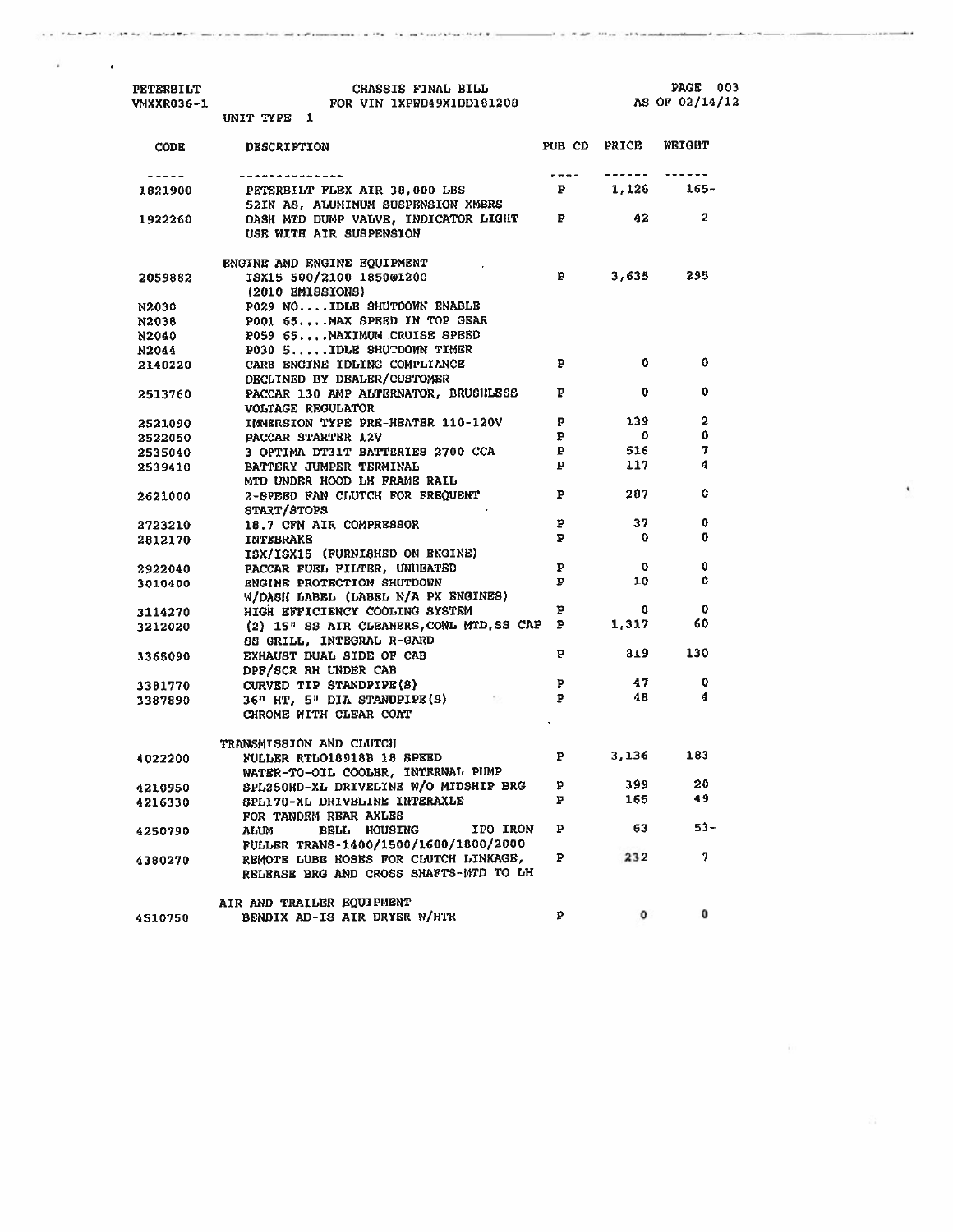PETERBILT
VNXXR036-1

CHASSIS FINAL BILL
FOR VIN 1XPWD49X1DD181208
UNIT TYPE 1

PAGE 003
AS OF 02/14/12

| CODE | DESCRIPTION | PUB CD | PRICE | WEIGHT |
|---|---|---|---|---|
| 1821900 | PETERBILT FLEX AIR 38,000 LBS 52IN AS, ALUMINUM SUSPENSION XMBRS | P | 1,128 | 165- |
| 1922260 | DASH MTD DUMP VALVE, INDICATOR LIGHT USE WITH AIR SUSPENSION | P | 42 | 2 |
| | ENGINE AND ENGINE EQUIPMENT | | | |
| 2059882 | ISX15 500/2100 1850@1200 (2010 EMISSIONS) | P | 3,635 | 295 |
| N2030 | P029 NO....IDLE SHUTDOWN ENABLE | | | |
| N2038 | P001 65....MAX SPEED IN TOP GEAR | | | |
| N2040 | P059 65....MAXIMUM CRUISE SPEED | | | |
| N2044 | P030 5.....IDLE SHUTDOWN TIMER | | | |
| 2140220 | CARB ENGINE IDLING COMPLIANCE DECLINED BY DEALER/CUSTOMER | P | 0 | 0 |
| 2513760 | PACCAR 130 AMP ALTERNATOR, BRUSHLESS VOLTAGE REGULATOR | P | 0 | 0 |
| 2521090 | IMMERSION TYPE PRE-HEATER 110-120V | P | 139 | 2 |
| 2522050 | PACCAR STARTER 12V | P | 0 | 0 |
| 2535040 | 3 OPTIMA DT31T BATTERIES 2700 CCA | P | 516 | 7 |
| 2539410 | BATTERY JUMPER TERMINAL MTD UNDER HOOD LH FRAME RAIL | P | 117 | 4 |
| 2621000 | 2-SPEED FAN CLUTCH FOR FREQUENT START/STOPS | P | 287 | 0 |
| 2723210 | 18.7 CFM AIR COMPRESSOR | P | 37 | 0 |
| 2812170 | INTEBRAKE ISX/ISX15 (FURNISHED ON ENGINE) | P | 0 | 0 |
| 2922040 | PACCAR FUEL FILTER, UNHEATED | P | 0 | 0 |
| 3010400 | ENGINE PROTECTION SHUTDOWN W/DASH LABEL (LABEL N/A PX ENGINES) | P | 10 | 0 |
| 3114270 | HIGH EFFICIENCY COOLING SYSTEM | P | 0 | 0 |
| 3212020 | (2) 15" SS AIR CLEANERS,CONL MTD,SS CAP SS GRILL, INTEGRAL R-GARD | P | 1,317 | 60 |
| 3365090 | EXHAUST DUAL SIDE OF CAB DPF/SCR RH UNDER CAB | P | 819 | 130 |
| 3381770 | CURVED TIP STANDPIPE(S) | P | 47 | 0 |
| 3387890 | 36" HT, 5" DIA STANDPIPE(S) CHROME WITH CLEAR COAT | P | 48 | 4 |
| | TRANSMISSION AND CLUTCH | | | |
| 4022200 | FULLER RTLO18918B 18 SPEED WATER-TO-OIL COOLER, INTERNAL PUMP | P | 3,136 | 183 |
| 4210950 | SPL250HD-XL DRIVELINE W/O MIDSHIP BRG | P | 399 | 20 |
| 4216330 | SPL170-XL DRIVELINE INTERAXLE FOR TANDEM REAR AXLES | P | 165 | 49 |
| 4250790 | ALUM BELL HOUSING IPO IRON FULLER TRANS-1400/1500/1600/1800/2000 | P | 63 | 53- |
| 4380270 | REMOTE LUBE HOSES FOR CLUTCH LINKAGE, RELEASE BRG AND CROSS SHAFTS-MTD TO LH | P | 232 | 7 |
| | AIR AND TRAILER EQUIPMENT | | | |
| 4510750 | BENDIX AD-IS AIR DRYER W/HTR | P | 0 | 0 |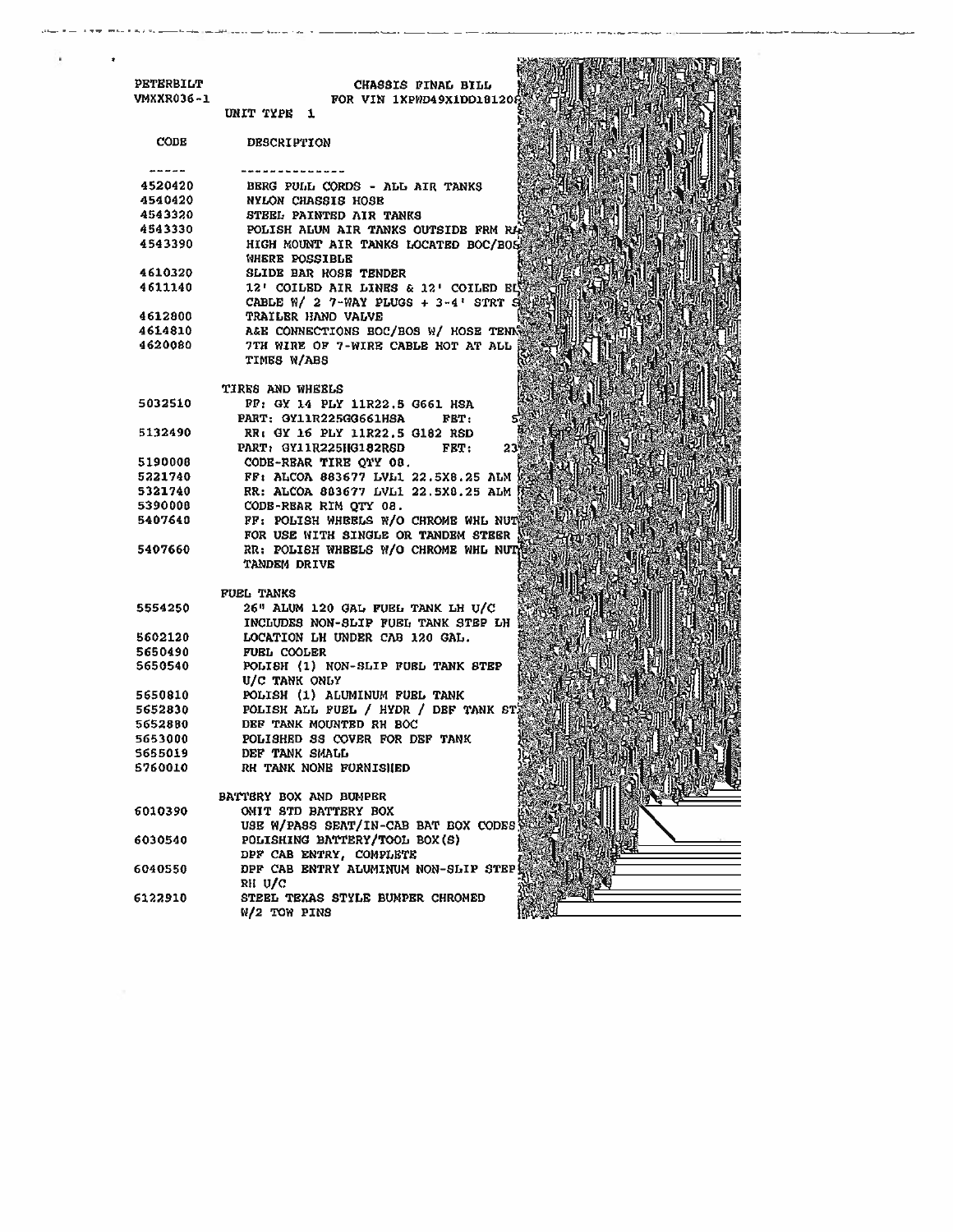PETERBILT CHASSIS FINAL BILL
VMXXR036-1 FOR VIN 1XPWD49X1DD181206
UNIT TYPE 1

| CODE | DESCRIPTION |
|---|---|
| ----- | -------------- |
| 4520420 | BERG PULL CORDS - ALL AIR TANKS |
| 4540420 | NYLON CHASSIS HOSE |
| 4543320 | STEEL PAINTED AIR TANKS |
| 4543330 | POLISH ALUM AIR TANKS OUTSIDE FRM RA |
| 4543390 | HIGH MOUNT AIR TANKS LOCATED BOC/BOS WHERE POSSIBLE |
| 4610320 | SLIDE BAR HOSE TENDER |
| 4611140 | 12' COILED AIR LINES & 12' COILED EL CABLE W/ 2 7-WAY PLUGS + 3-4' STRT S |
| 4612800 | TRAILER HAND VALVE |
| 4614810 | A&E CONNECTIONS BOC/BOS W/ HOSE TENI |
| 4620080 | 7TH WIRE OF 7-WIRE CABLE HOT AT ALL TIMES W/ABS |
| | **TIRES AND WHEELS** |
| 5032510 | FF: GY 14 PLY 11R22.5 G661 HSA PART: GY11R225GG661HSA FET: 5 |
| 5132490 | RR: GY 16 PLY 11R22.5 G182 RSD PART: GY11R225HG182RSD FET: 23 |
| 5190008 | CODE-REAR TIRE QTY 08. |
| 5221740 | FF: ALCOA 883677 LVL1 22.5X8.25 ALM |
| 5321740 | RR: ALCOA 883677 LVL1 22.5X8.25 ALM |
| 5390008 | CODE-REAR RIM QTY 08. |
| 5407640 | FF: POLISH WHEELS W/O CHROME WHL NUT FOR USE WITH SINGLE OR TANDEM STEER |
| 5407660 | RR: POLISH WHEELS W/O CHROME WHL NUT TANDEM DRIVE |
| | **FUEL TANKS** |
| 5554250 | 26" ALUM 120 GAL FUEL TANK LH U/C INCLUDES NON-SLIP FUEL TANK STEP LH |
| 5602120 | LOCATION LH UNDER CAB 120 GAL. |
| 5650490 | FUEL COOLER |
| 5650540 | POLISH (1) NON-SLIP FUEL TANK STEP U/C TANK ONLY |
| 5650810 | POLISH (1) ALUMINUM FUEL TANK |
| 5652830 | POLISH ALL FUEL / HYDR / DEF TANK ST |
| 5652880 | DEF TANK MOUNTED RH BOC |
| 5653000 | POLISHED SS COVER FOR DEF TANK |
| 5655019 | DEF TANK SMALL |
| 5760010 | RH TANK NONE FURNISHED |
| | **BATTERY BOX AND BUMPER** |
| 6010390 | OMIT STD BATTERY BOX USE W/PASS SEAT/IN-CAB BAT BOX CODES |
| 6030540 | POLISHING BATTERY/TOOL BOX(S) DPF CAB ENTRY, COMPLETE |
| 6040550 | DPF CAB ENTRY ALUMINUM NON-SLIP STEP RH U/C |
| 6122910 | STEEL TEXAS STYLE BUMPER CHROMED W/2 TOW PINS |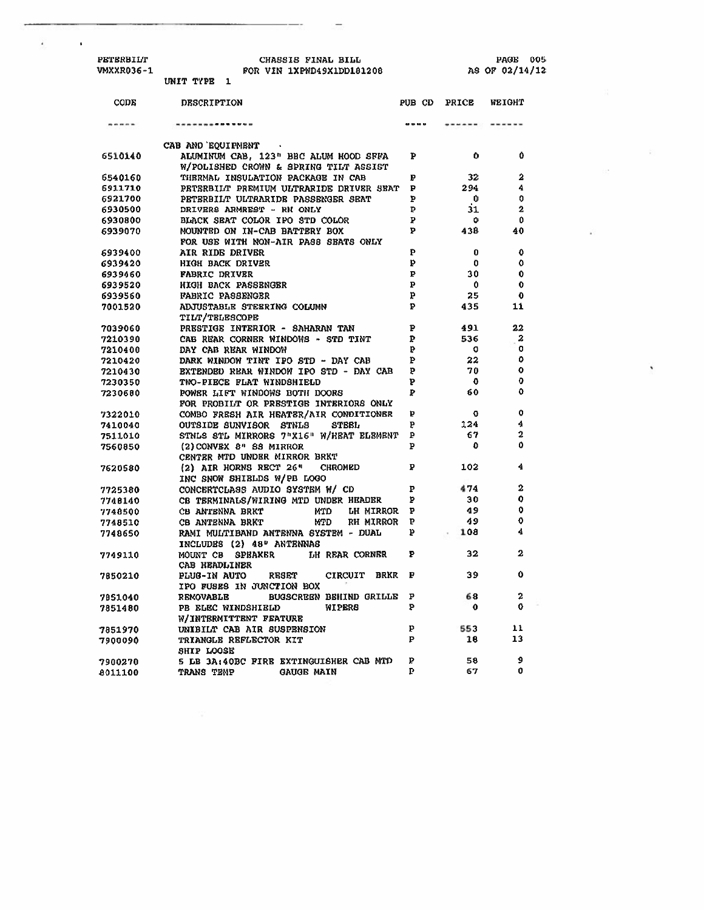PETERBILT VMXXR036-1 CHASSIS FINAL BILL FOR VIN 1XPWD49X1DD181208 UNIT TYPE 1 PAGE 005 AS OF 02/14/12

| CODE | DESCRIPTION | PUB CD | PRICE | WEIGHT |
|---|---|---|---|---|
| | CAB AND EQUIPMENT | | | |
| 6510140 | ALUMINUM CAB, 123" BBC ALUM HOOD SFFA W/POLISHED CROWN & SPRING TILT ASSIST | P | 0 | 0 |
| 6540160 | THERMAL INSULATION PACKAGE IN CAB | P | 32 | 2 |
| 6911710 | PETERBILT PREMIUM ULTRARIDE DRIVER SEAT | P | 294 | 4 |
| 6921700 | PETERBILT ULTRARIDE PASSENGER SEAT | P | 0 | 0 |
| 6930500 | DRIVERS ARMREST - RH ONLY | P | 31 | 2 |
| 6930800 | BLACK SEAT COLOR IPO STD COLOR | P | 0 | 0 |
| 6939070 | MOUNTED ON IN-CAB BATTERY BOX FOR USE WITH NON-AIR PASS SEATS ONLY | P | 438 | 40 |
| 6939400 | AIR RIDE DRIVER | P | 0 | 0 |
| 6939420 | HIGH BACK DRIVER | P | 0 | 0 |
| 6939460 | FABRIC DRIVER | P | 30 | 0 |
| 6939520 | HIGH BACK PASSENGER | P | 0 | 0 |
| 6939560 | FABRIC PASSENGER | P | 25 | 0 |
| 7001520 | ADJUSTABLE STEERING COLUMN TILT/TELESCOPE | P | 435 | 11 |
| 7039060 | PRESTIGE INTERIOR - SAHARAN TAN | P | 491 | 22 |
| 7210390 | CAB REAR CORNER WINDOWS - STD TINT | P | 536 | 2 |
| 7210400 | DAY CAB REAR WINDOW | P | 0 | 0 |
| 7210420 | DARK WINDOW TINT IPO STD - DAY CAB | P | 22 | 0 |
| 7210430 | EXTENDED REAR WINDOW IPO STD - DAY CAB | P | 70 | 0 |
| 7230350 | TWO-PIECE FLAT WINDSHIELD | P | 0 | 0 |
| 7230680 | POWER LIFT WINDOWS BOTH DOORS FOR PROBILT OR PRESTIGE INTERIORS ONLY | P | 60 | 0 |
| 7322010 | COMBO FRESH AIR HEATER/AIR CONDITIONER | P | 0 | 0 |
| 7410040 | OUTSIDE SUNVISOR STNLS STEEL | P | 124 | 4 |
| 7511010 | STNLS STL MIRRORS 7"X16" W/HEAT ELEMENT | P | 67 | 2 |
| 7560850 | (2)CONVEX 8" SS MIRROR CENTER MTD UNDER MIRROR BRKT | P | 0 | 0 |
| 7620580 | (2) AIR HORNS RECT 26" CHROMED INC SNOW SHIELDS W/PB LOGO | P | 102 | 4 |
| 7725380 | CONCERTCLASS AUDIO SYSTEM W/ CD | P | 474 | 2 |
| 7748140 | CB TERMINALS/WIRING MTD UNDER HEADER | P | 30 | 0 |
| 7748500 | CB ANTENNA BRKT MTD LH MIRROR | P | 49 | 0 |
| 7748510 | CB ANTENNA BRKT MTD RH MIRROR | P | 49 | 0 |
| 7748650 | RAMI MULTIBAND ANTENNA SYSTEM - DUAL INCLUDES (2) 48" ANTENNAS | P | 108 | 4 |
| 7749110 | MOUNT CB SPEAKER LH REAR CORNER CAB HEADLINER | P | 32 | 2 |
| 7850210 | PLUG-IN AUTO RESET CIRCUIT BRKR IPO FUSES IN JUNCTION BOX | P | 39 | 0 |
| 7851040 | REMOVABLE BUGSCREEN BEHIND GRILLE | P | 68 | 2 |
| 7851480 | PB ELEC WINDSHIELD WIPERS W/INTERMITTENT FEATURE | P | 0 | 0 |
| 7851970 | UNIBILT CAB AIR SUSPENSION | P | 553 | 11 |
| 7900090 | TRIANGLE REFLECTOR KIT SHIP LOOSE | P | 18 | 13 |
| 7900270 | 5 LB 3A:40BC FIRE EXTINGUISHER CAB MTD | P | 58 | 9 |
| 8011100 | TRANS TEMP GAUGE MAIN | P | 67 | 0 |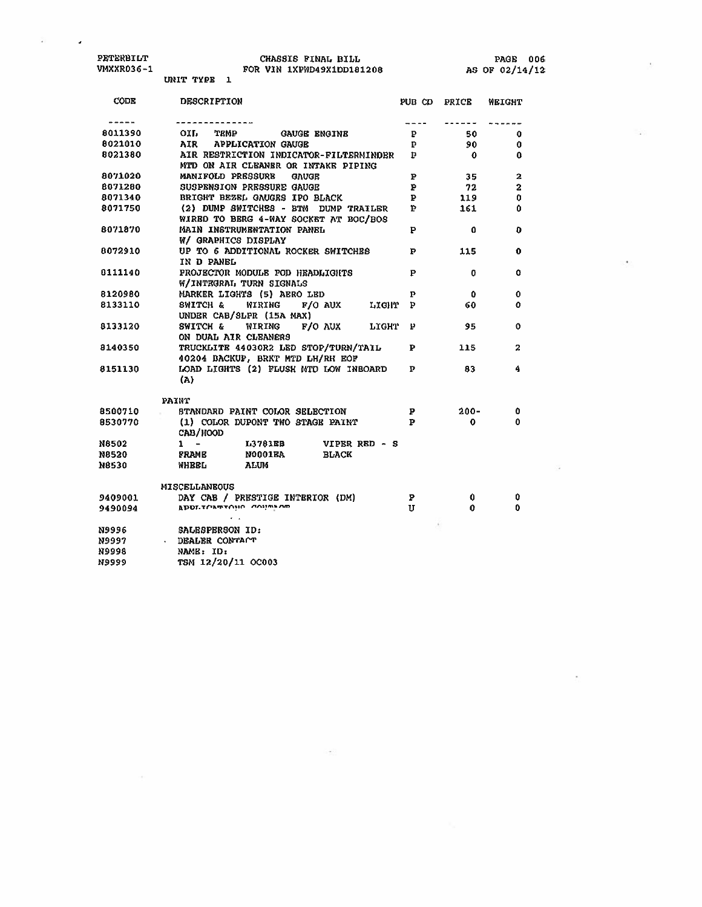PETERBILT
VMXXR036-1

CHASSIS FINAL BILL
FOR VIN 1XPWD49X1DD181208
UNIT TYPE 1

PAGE 006
AS OF 02/14/12

| CODE | DESCRIPTION | PUB CD | PRICE | WEIGHT |
|---|---|---|---|---|
| 8011390 | OIL TEMP GAUGE ENGINE | P | 50 | 0 |
| 8021010 | AIR APPLICATION GAUGE | P | 90 | 0 |
| 8021380 | AIR RESTRICTION INDICATOR-FILTERMINDER MTD ON AIR CLEANER OR INTAKE PIPING | P | 0 | 0 |
| 8071020 | MANIFOLD PRESSURE GAUGE | P | 35 | 2 |
| 8071280 | SUSPENSION PRESSURE GAUGE | P | 72 | 2 |
| 8071340 | BRIGHT BEZEL GAUGES IPO BLACK | P | 119 | 0 |
| 8071750 | (2) DUMP SWITCHES - BTM DUMP TRAILER WIRED TO BERG 4-WAY SOCKET AT BOC/BOS | P | 161 | 0 |
| 8071870 | MAIN INSTRUMENTATION PANEL W/ GRAPHICS DISPLAY | P | 0 | 0 |
| 8072910 | UP TO 6 ADDITIONAL ROCKER SWITCHES IN D PANEL | P | 115 | 0 |
| 8111140 | PROJECTOR MODULE POD HEADLIGHTS W/INTEGRAL TURN SIGNALS | P | 0 | 0 |
| 8120980 | MARKER LIGHTS (5) AERO LED | P | 0 | 0 |
| 8133110 | SWITCH & WIRING F/O AUX LIGHT UNDER CAB/SLPR (15A MAX) | P | 60 | 0 |
| 8133120 | SWITCH & WIRING F/O AUX LIGHT ON DUAL AIR CLEANERS | P | 95 | 0 |
| 8140350 | TRUCKLITE 44030R2 LED STOP/TURN/TAIL 40204 BACKUP, BRKT MTD LH/RH EOF | P | 115 | 2 |
| 8151130 | LOAD LIGHTS (2) FLUSH MTD LOW INBOARD (A) | P | 83 | 4 |
| | PAINT | | | |
| 8500710 | STANDARD PAINT COLOR SELECTION | P | 200- | 0 |
| 8530770 | (1) COLOR DUPONT TWO STAGE PAINT CAB/HOOD | P | 0 | 0 |
| N8502 | 1 - L3781EB VIPER RED - S | | | |
| N8520 | FRAME N0001EA BLACK | | | |
| N8530 | WHEEL ALUM | | | |
| | MISCELLANEOUS | | | |
| 9409001 | DAY CAB / PRESTIGE INTERIOR (DM) | P | 0 | 0 |
| 9490094 | APPLICATIONS CONTACT | U | 0 | 0 |
| N9996 | SALESPERSON ID: | | | |
| N9997 | DEALER CONTACT | | | |
| N9998 | NAME: ID: | | | |
| N9999 | TSM 12/20/11 OC003 | | | |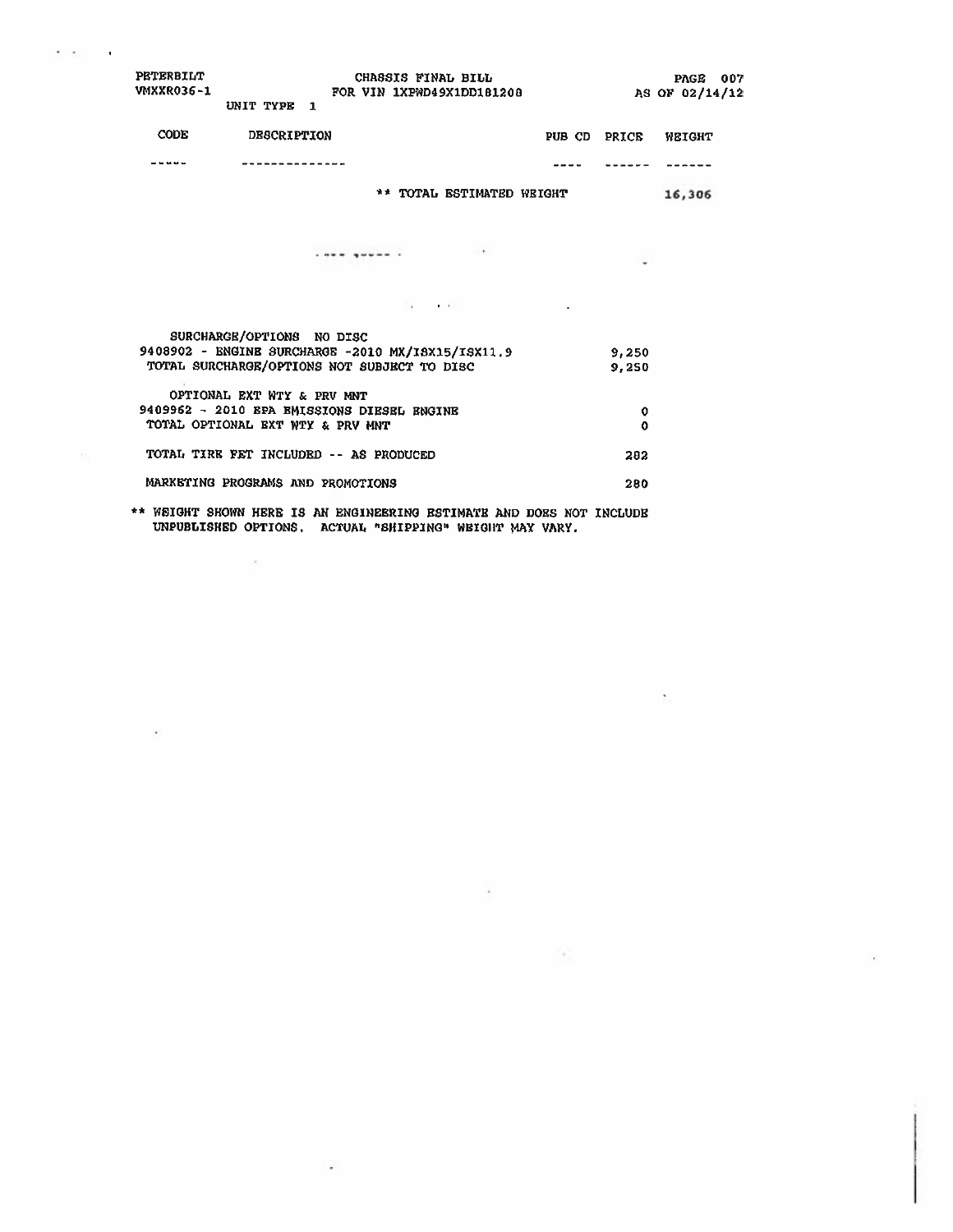PETERBILT
VMXXR036-1

CHASSIS FINAL BILL
FOR VIN 1XPWD49X1DD181208

UNIT TYPE 1

| CODE | DESCRIPTION | PUB CD | PRICE | WEIGHT |
| --- | --- | --- | --- | --- |
| ----- | -------------- | ---- | ------ | ------ |
| | ** TOTAL ESTIMATED WEIGHT | | | 16,306 |

SURCHARGE/OPTIONS NO DISC
9408902 - ENGINE SURCHARGE -2010 MX/ISX15/ISX11.9 — 9,250
TOTAL SURCHARGE/OPTIONS NOT SUBJECT TO DISC — 9,250

OPTIONAL EXT WTY & PRV MNT
9409962 - 2010 EPA EMISSIONS DIESEL ENGINE — 0
TOTAL OPTIONAL EXT WTY & PRV MNT — 0

TOTAL TIRE FET INCLUDED -- AS PRODUCED — 282

MARKETING PROGRAMS AND PROMOTIONS — 280

** WEIGHT SHOWN HERE IS AN ENGINEERING ESTIMATE AND DOES NOT INCLUDE UNPUBLISHED OPTIONS. ACTUAL "SHIPPING" WEIGHT MAY VARY.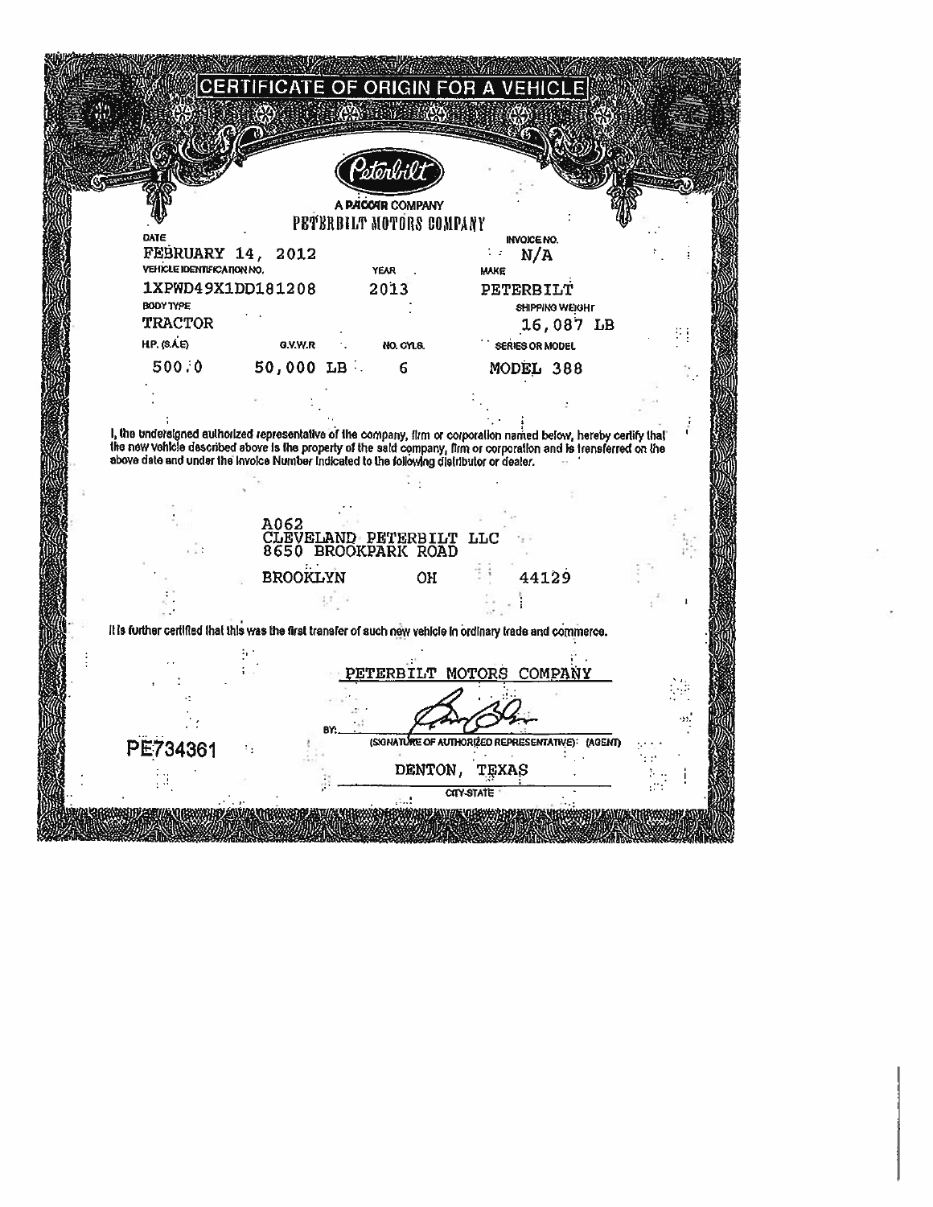# CERTIFICATE OF ORIGIN FOR A VEHICLE

Peterbilt

A PACCAR COMPANY

PETERBILT MOTORS COMPANY

| DATE | | | INVOICE NO. |
|---|---|---|---|
| FEBRUARY 14, 2012 | | | N/A |
| VEHICLE IDENTIFICATION NO. | | YEAR | MAKE |
| 1XPWD49X1DD181208 | | 2013 | PETERBILT |
| BODY TYPE | | | SHIPPING WEIGHT |
| TRACTOR | | | 16,087 LB |
| H.P. (S.A.E) | G.V.W.R | NO. CYLS. | SERIES OR MODEL |
| 500.0 | 50,000 LB | 6 | MODEL 388 |

I, the undersigned authorized representative of the company, firm or corporation named below, hereby certify that the new vehicle described above is the property of the said company, firm or corporation and is transferred on the above date and under the Invoice Number indicated to the following distributor or dealer.

A062
CLEVELAND PETERBILT LLC
8650 BROOKPARK ROAD

BROOKLYN OH 44129

It is further certified that this was the first transfer of such new vehicle in ordinary trade and commerce.

PETERBILT MOTORS COMPANY

BY: ______________________
(SIGNATURE OF AUTHORIZED REPRESENTATIVE) (AGENT)

PE734361

DENTON, TEXAS
CITY-STATE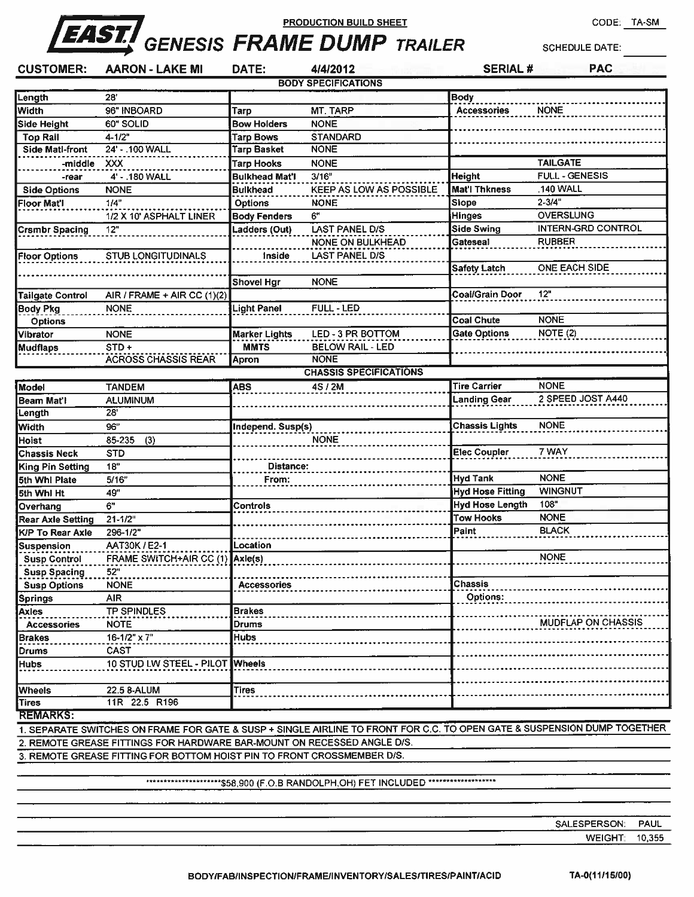PRODUCTION BUILD SHEET

CODE: TA-SM

# EAST GENESIS FRAME DUMP TRAILER

SCHEDULE DATE:

**CUSTOMER:** AARON - LAKE MI **DATE:** 4/4/2012 **SERIAL #** PAC

## BODY SPECIFICATIONS

| | | | | | |
|---|---|---|---|---|---|
| Length | 28' | | | Body | |
| Width | 96" INBOARD | Tarp | MT. TARP | Accessories | NONE |
| Side Height | 60" SOLID | Bow Holders | NONE | | |
| Top Rail | 4-1/2" | Tarp Bows | STANDARD | | |
| Side Matl-front | 24' - .100 WALL | Tarp Basket | NONE | | |
| -middle | XXX | Tarp Hooks | NONE | | TAILGATE |
| -rear | 4' - .180 WALL | Bulkhead Mat'l | 3/16" | Height | FULL - GENESIS |
| Side Options | NONE | Bulkhead | KEEP AS LOW AS POSSIBLE | Mat'l Thkness | .140 WALL |
| Floor Mat'l | 1/4" | Options | NONE | Slope | 2-3/4" |
| | 1/2 X 10' ASPHALT LINER | Body Fenders | 6" | Hinges | OVERSLUNG |
| Crsmbr Spacing | 12" | Ladders (Out) | LAST PANEL D/S | Side Swing | INTERN-GRD CONTROL |
| | | | NONE ON BULKHEAD | Gateseal | RUBBER |
| Floor Options | STUB LONGITUDINALS | Inside | LAST PANEL D/S | | |
| | | | | Safety Latch | ONE EACH SIDE |
| | | Shovel Hgr | NONE | | |
| Tailgate Control | AIR / FRAME + AIR CC (1)(2) | | | Coal/Grain Door | 12" |
| Body Pkg | NONE | Light Panel | FULL - LED | | |
| Options | | | | Coal Chute | NONE |
| Vibrator | NONE | Marker Lights | LED - 3 PR BOTTOM | Gate Options | NOTE (2) |
| Mudflaps | STD + | MMTS | BELOW RAIL - LED | | |
| | ACROSS CHASSIS REAR | Apron | NONE | | |

## CHASSIS SPECIFICATIONS

| | | | | | |
|---|---|---|---|---|---|
| Model | TANDEM | ABS | 4S / 2M | Tire Carrier | NONE |
| Beam Mat'l | ALUMINUM | | | Landing Gear | 2 SPEED JOST A440 |
| Length | 28' | | | | |
| Width | 96" | Independ. Susp(s) | | Chassis Lights | NONE |
| Hoist | 85-235 (3) | | NONE | | |
| Chassis Neck | STD | | | Elec Coupler | 7 WAY |
| King Pin Setting | 18" | Distance: | | | |
| 5th Whl Plate | 5/16" | From: | | Hyd Tank | NONE |
| 5th Whl Ht | 49" | | | Hyd Hose Fitting | WINGNUT |
| Overhang | 6" | Controls | | Hyd Hose Length | 108" |
| Rear Axle Setting | 21-1/2" | | | Tow Hooks | NONE |
| K/P To Rear Axle | 296-1/2" | | | Paint | BLACK |
| Suspension | AAT30K / E2-1 | Location | | | |
| Susp Control | FRAME SWITCH+AIR CC (1) | Axle(s) | | | NONE |
| Susp Spacing | 52" | | | | |
| Susp Options | NONE | Accessories | | Chassis | |
| Springs | AIR | | | Options: | |
| Axles | TP SPINDLES | Brakes | | | |
| Accessories | NOTE | Drums | | | MUDFLAP ON CHASSIS |
| Brakes | 16-1/2" x 7" | Hubs | | | |
| Drums | CAST | | | | |
| Hubs | 10 STUD LW STEEL - PILOT | Wheels | | | |
| Wheels | 22.5 8-ALUM | Tires | | | |
| Tires | 11R 22.5 R196 | | | | |

**REMARKS:**

1. SEPARATE SWITCHES ON FRAME FOR GATE & SUSP + SINGLE AIRLINE TO FRONT FOR C.C. TO OPEN GATE & SUSPENSION DUMP TOGETHER
2. REMOTE GREASE FITTINGS FOR HARDWARE BAR-MOUNT ON RECESSED ANGLE D/S.
3. REMOTE GREASE FITTING FOR BOTTOM HOIST PIN TO FRONT CROSSMEMBER D/S.

*********************$58,900 (F.O.B RANDOLPH,OH) FET INCLUDED *******************

SALESPERSON: PAUL

WEIGHT: 10,355

BODY/FAB/INSPECTION/FRAME/INVENTORY/SALES/TIRES/PAINT/ACID

TA-0(11/15/00)